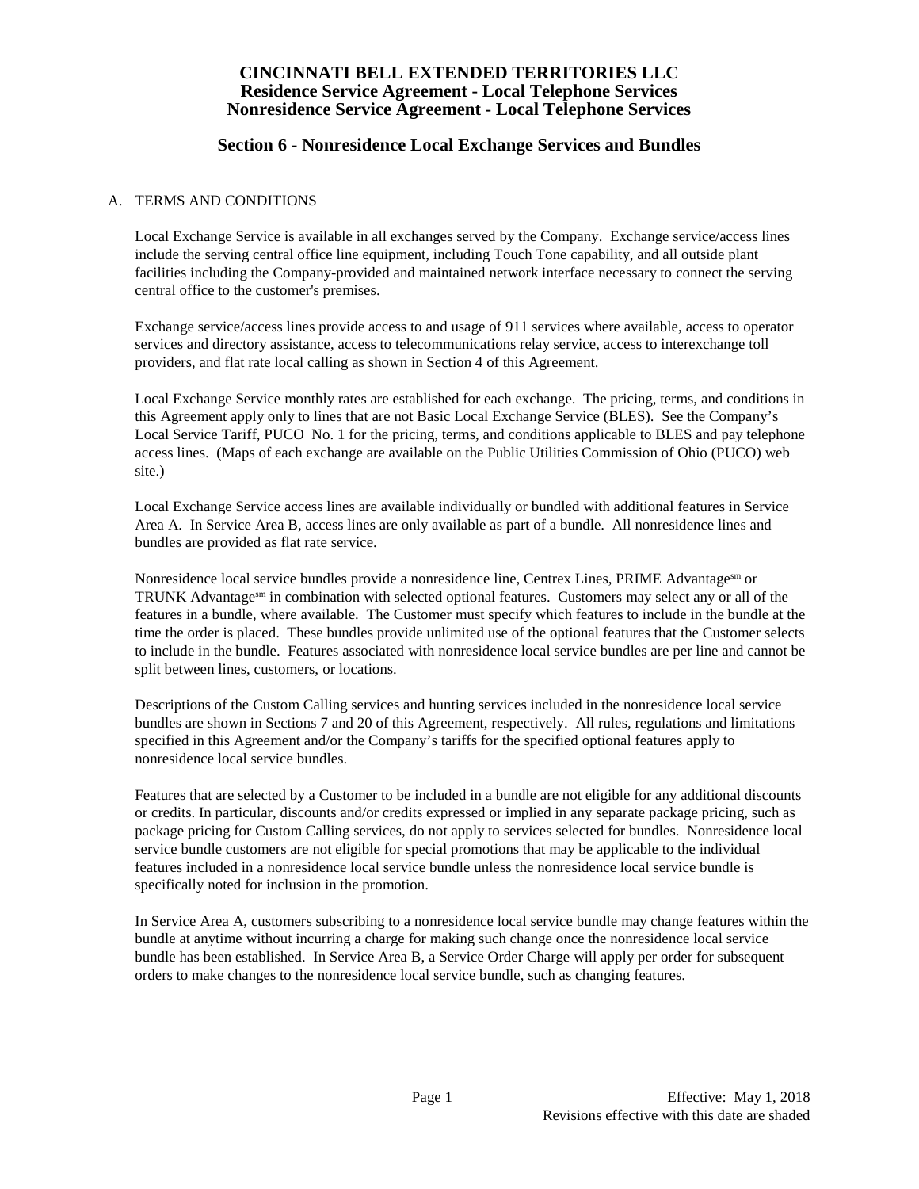# CINCINNATI BELL EXTENDED TERRITORIES LLC
## Residence Service Agreement - Local Telephone Services
## Nonresidence Service Agreement - Local Telephone Services

## Section 6 - Nonresidence Local Exchange Services and Bundles

### A. TERMS AND CONDITIONS

Local Exchange Service is available in all exchanges served by the Company. Exchange service/access lines include the serving central office line equipment, including Touch Tone capability, and all outside plant facilities including the Company-provided and maintained network interface necessary to connect the serving central office to the customer's premises.

Exchange service/access lines provide access to and usage of 911 services where available, access to operator services and directory assistance, access to telecommunications relay service, access to interexchange toll providers, and flat rate local calling as shown in Section 4 of this Agreement.

Local Exchange Service monthly rates are established for each exchange. The pricing, terms, and conditions in this Agreement apply only to lines that are not Basic Local Exchange Service (BLES). See the Company's Local Service Tariff, PUCO No. 1 for the pricing, terms, and conditions applicable to BLES and pay telephone access lines. (Maps of each exchange are available on the Public Utilities Commission of Ohio (PUCO) web site.)

Local Exchange Service access lines are available individually or bundled with additional features in Service Area A. In Service Area B, access lines are only available as part of a bundle. All nonresidence lines and bundles are provided as flat rate service.

Nonresidence local service bundles provide a nonresidence line, Centrex Lines, PRIME Advantage[sm] or TRUNK Advantage[sm] in combination with selected optional features. Customers may select any or all of the features in a bundle, where available. The Customer must specify which features to include in the bundle at the time the order is placed. These bundles provide unlimited use of the optional features that the Customer selects to include in the bundle. Features associated with nonresidence local service bundles are per line and cannot be split between lines, customers, or locations.

Descriptions of the Custom Calling services and hunting services included in the nonresidence local service bundles are shown in Sections 7 and 20 of this Agreement, respectively. All rules, regulations and limitations specified in this Agreement and/or the Company's tariffs for the specified optional features apply to nonresidence local service bundles.

Features that are selected by a Customer to be included in a bundle are not eligible for any additional discounts or credits. In particular, discounts and/or credits expressed or implied in any separate package pricing, such as package pricing for Custom Calling services, do not apply to services selected for bundles. Nonresidence local service bundle customers are not eligible for special promotions that may be applicable to the individual features included in a nonresidence local service bundle unless the nonresidence local service bundle is specifically noted for inclusion in the promotion.

In Service Area A, customers subscribing to a nonresidence local service bundle may change features within the bundle at anytime without incurring a charge for making such change once the nonresidence local service bundle has been established. In Service Area B, a Service Order Charge will apply per order for subsequent orders to make changes to the nonresidence local service bundle, such as changing features.

Effective: May 1, 2018
Revisions effective with this date are shaded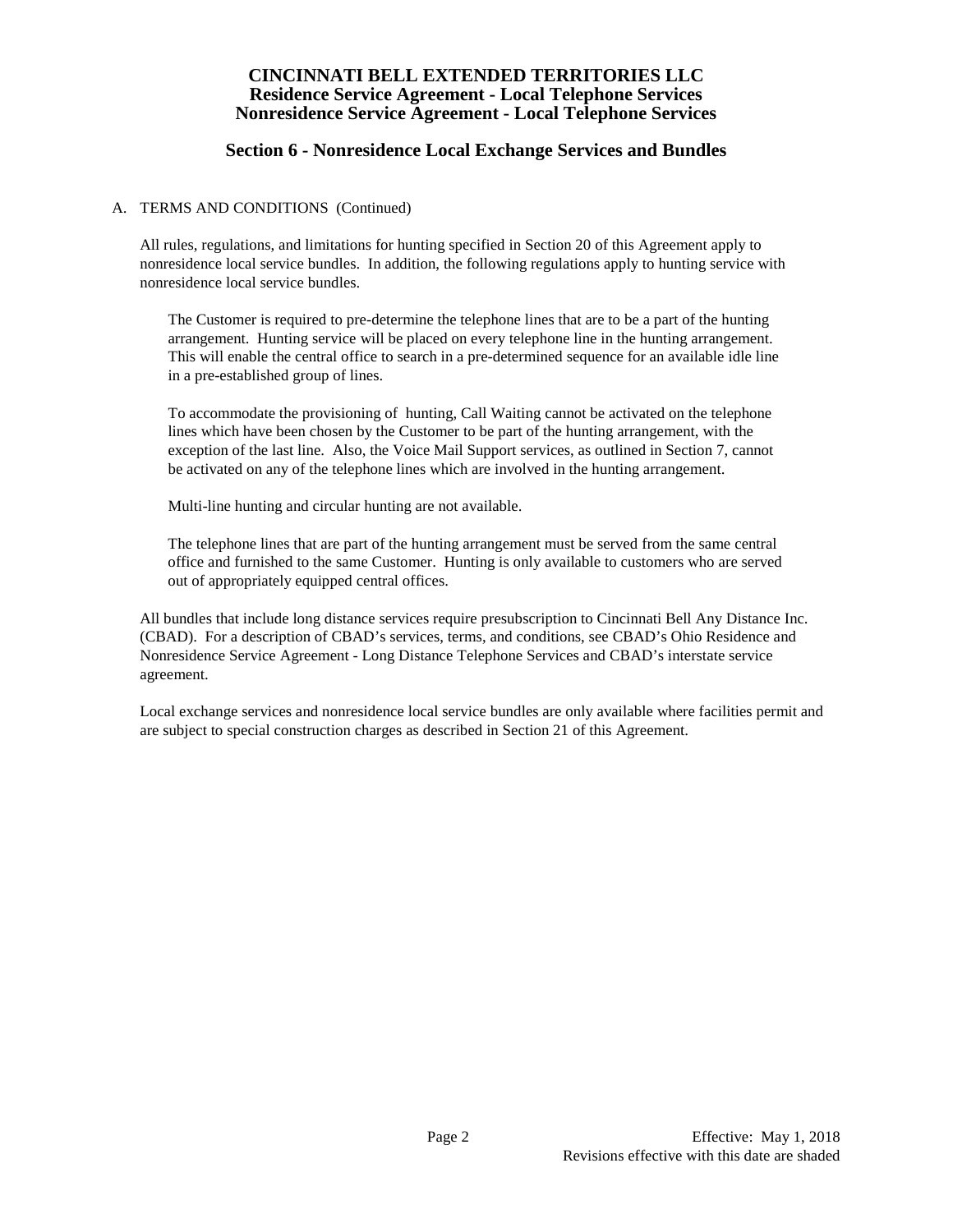# CINCINNATI BELL EXTENDED TERRITORIES LLC
## Residence Service Agreement - Local Telephone Services
## Nonresidence Service Agreement - Local Telephone Services

## Section 6 - Nonresidence Local Exchange Services and Bundles

A. TERMS AND CONDITIONS (Continued)

All rules, regulations, and limitations for hunting specified in Section 20 of this Agreement apply to nonresidence local service bundles. In addition, the following regulations apply to hunting service with nonresidence local service bundles.

The Customer is required to pre-determine the telephone lines that are to be a part of the hunting arrangement. Hunting service will be placed on every telephone line in the hunting arrangement. This will enable the central office to search in a pre-determined sequence for an available idle line in a pre-established group of lines.

To accommodate the provisioning of hunting, Call Waiting cannot be activated on the telephone lines which have been chosen by the Customer to be part of the hunting arrangement, with the exception of the last line. Also, the Voice Mail Support services, as outlined in Section 7, cannot be activated on any of the telephone lines which are involved in the hunting arrangement.

Multi-line hunting and circular hunting are not available.

The telephone lines that are part of the hunting arrangement must be served from the same central office and furnished to the same Customer. Hunting is only available to customers who are served out of appropriately equipped central offices.

All bundles that include long distance services require presubscription to Cincinnati Bell Any Distance Inc. (CBAD). For a description of CBAD's services, terms, and conditions, see CBAD's Ohio Residence and Nonresidence Service Agreement - Long Distance Telephone Services and CBAD's interstate service agreement.

Local exchange services and nonresidence local service bundles are only available where facilities permit and are subject to special construction charges as described in Section 21 of this Agreement.

Effective: May 1, 2018
Revisions effective with this date are shaded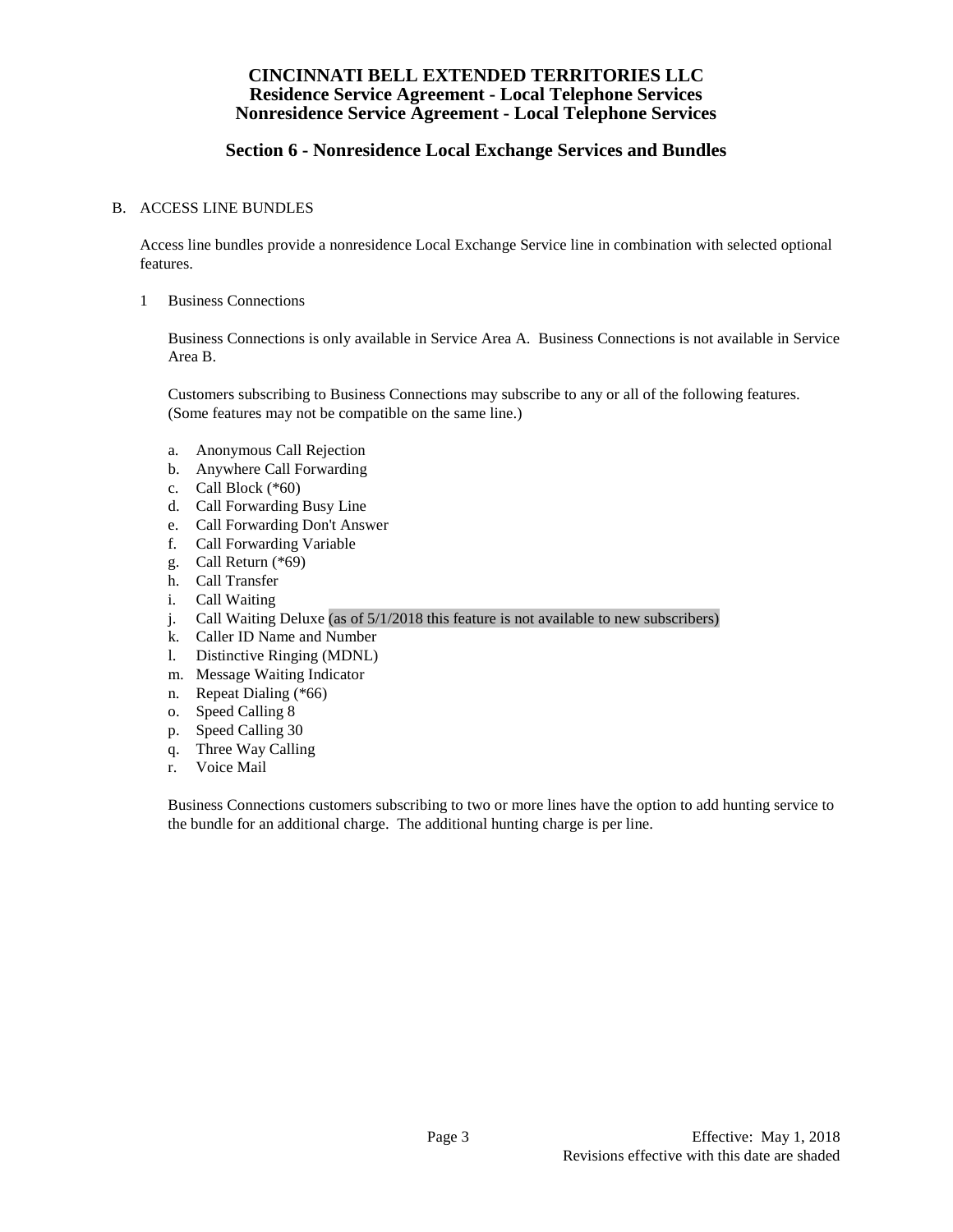# CINCINNATI BELL EXTENDED TERRITORIES LLC
## Residence Service Agreement - Local Telephone Services
## Nonresidence Service Agreement - Local Telephone Services

## Section 6 - Nonresidence Local Exchange Services and Bundles

B. ACCESS LINE BUNDLES

Access line bundles provide a nonresidence Local Exchange Service line in combination with selected optional features.

1 Business Connections

Business Connections is only available in Service Area A. Business Connections is not available in Service Area B.

Customers subscribing to Business Connections may subscribe to any or all of the following features. (Some features may not be compatible on the same line.)

a. Anonymous Call Rejection
b. Anywhere Call Forwarding
c. Call Block (*60)
d. Call Forwarding Busy Line
e. Call Forwarding Don't Answer
f. Call Forwarding Variable
g. Call Return (*69)
h. Call Transfer
i. Call Waiting
j. Call Waiting Deluxe (as of 5/1/2018 this feature is not available to new subscribers)
k. Caller ID Name and Number
l. Distinctive Ringing (MDNL)
m. Message Waiting Indicator
n. Repeat Dialing (*66)
o. Speed Calling 8
p. Speed Calling 30
q. Three Way Calling
r. Voice Mail

Business Connections customers subscribing to two or more lines have the option to add hunting service to the bundle for an additional charge. The additional hunting charge is per line.

Effective: May 1, 2018
Revisions effective with this date are shaded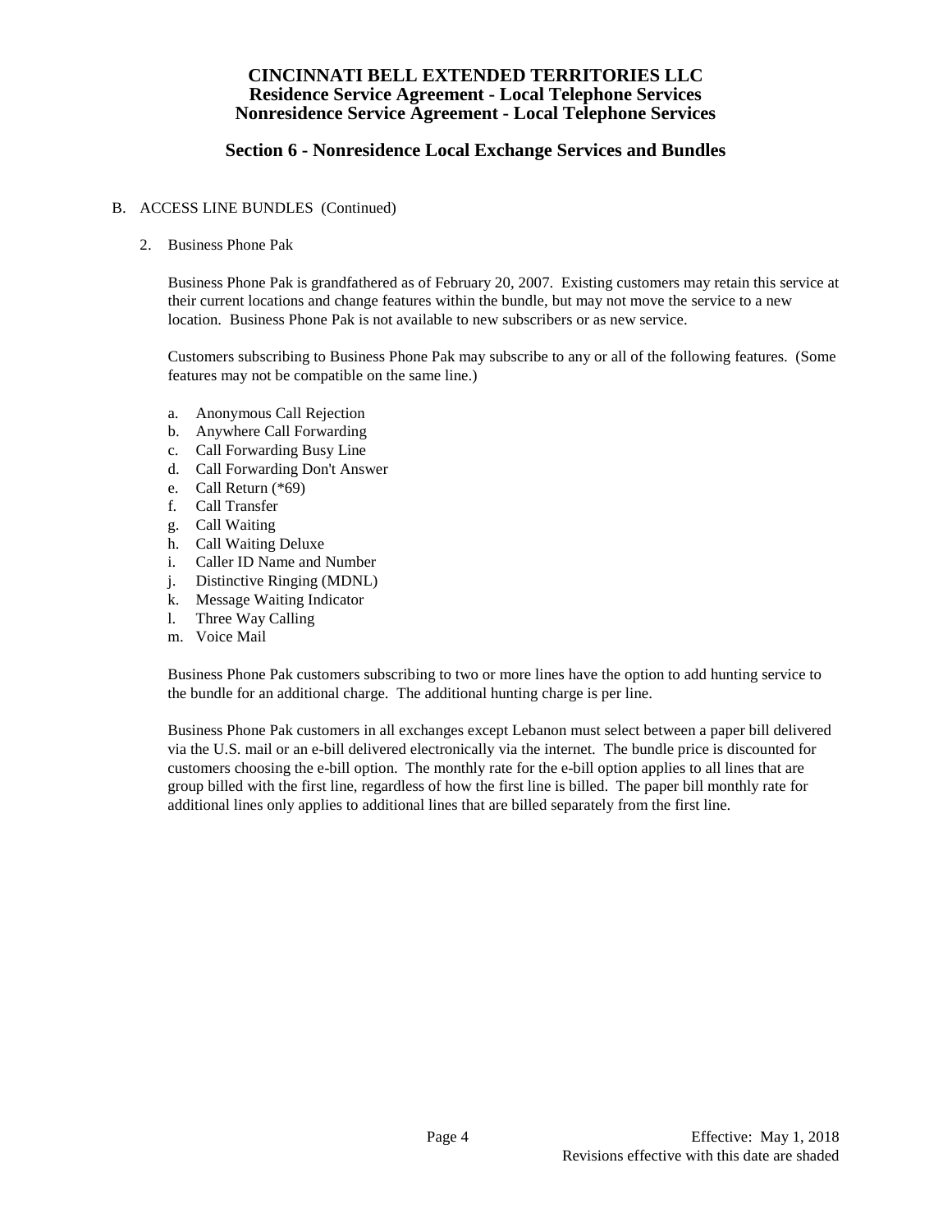# CINCINNATI BELL EXTENDED TERRITORIES LLC
## Residence Service Agreement - Local Telephone Services
## Nonresidence Service Agreement - Local Telephone Services

## Section 6 - Nonresidence Local Exchange Services and Bundles

B. ACCESS LINE BUNDLES (Continued)

2. Business Phone Pak

Business Phone Pak is grandfathered as of February 20, 2007. Existing customers may retain this service at their current locations and change features within the bundle, but may not move the service to a new location. Business Phone Pak is not available to new subscribers or as new service.

Customers subscribing to Business Phone Pak may subscribe to any or all of the following features. (Some features may not be compatible on the same line.)

a. Anonymous Call Rejection
b. Anywhere Call Forwarding
c. Call Forwarding Busy Line
d. Call Forwarding Don't Answer
e. Call Return (*69)
f. Call Transfer
g. Call Waiting
h. Call Waiting Deluxe
i. Caller ID Name and Number
j. Distinctive Ringing (MDNL)
k. Message Waiting Indicator
l. Three Way Calling
m. Voice Mail

Business Phone Pak customers subscribing to two or more lines have the option to add hunting service to the bundle for an additional charge. The additional hunting charge is per line.

Business Phone Pak customers in all exchanges except Lebanon must select between a paper bill delivered via the U.S. mail or an e-bill delivered electronically via the internet. The bundle price is discounted for customers choosing the e-bill option. The monthly rate for the e-bill option applies to all lines that are group billed with the first line, regardless of how the first line is billed. The paper bill monthly rate for additional lines only applies to additional lines that are billed separately from the first line.

Effective: May 1, 2018
Revisions effective with this date are shaded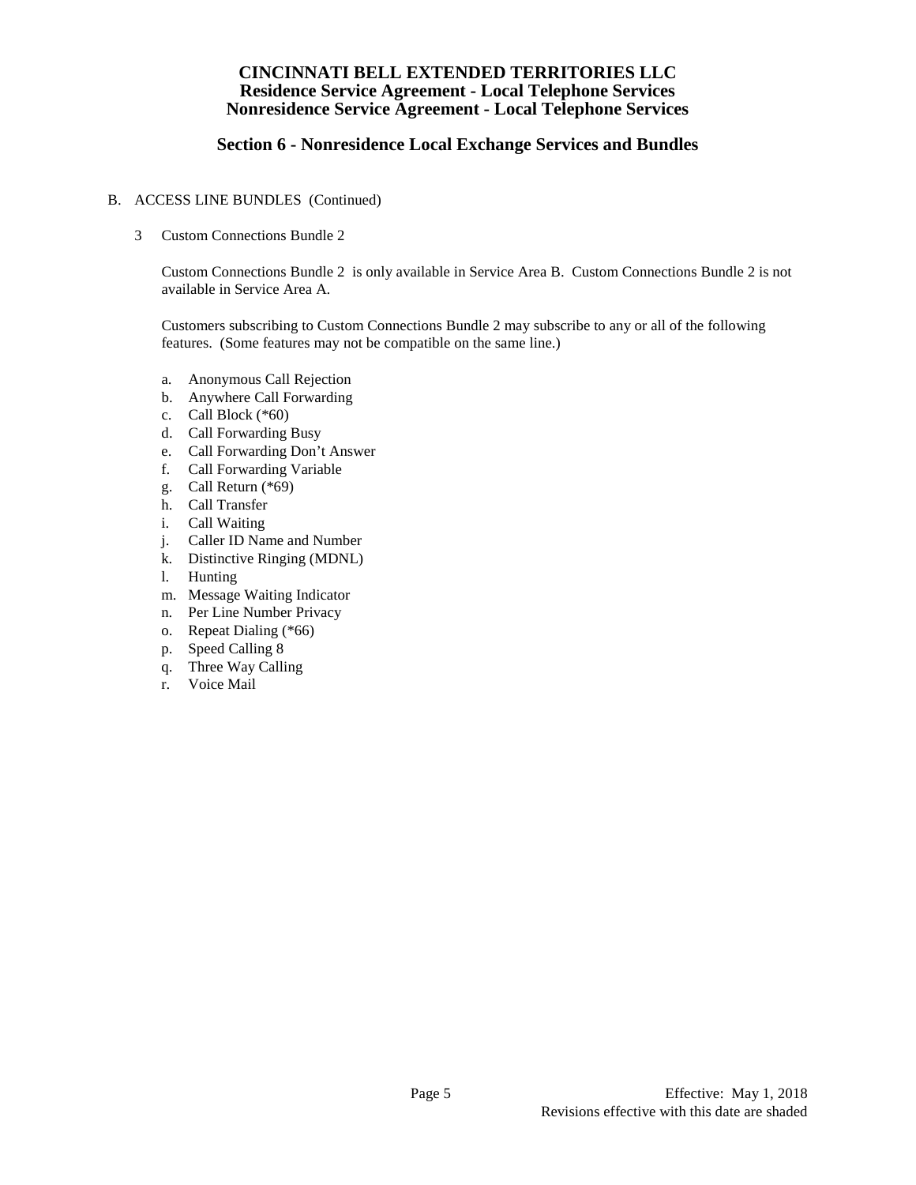# CINCINNATI BELL EXTENDED TERRITORIES LLC
## Residence Service Agreement - Local Telephone Services
## Nonresidence Service Agreement - Local Telephone Services

## Section 6 - Nonresidence Local Exchange Services and Bundles

B. ACCESS LINE BUNDLES (Continued)

3 Custom Connections Bundle 2

Custom Connections Bundle 2 is only available in Service Area B. Custom Connections Bundle 2 is not available in Service Area A.

Customers subscribing to Custom Connections Bundle 2 may subscribe to any or all of the following features. (Some features may not be compatible on the same line.)

a. Anonymous Call Rejection
b. Anywhere Call Forwarding
c. Call Block (*60)
d. Call Forwarding Busy
e. Call Forwarding Don't Answer
f. Call Forwarding Variable
g. Call Return (*69)
h. Call Transfer
i. Call Waiting
j. Caller ID Name and Number
k. Distinctive Ringing (MDNL)
l. Hunting
m. Message Waiting Indicator
n. Per Line Number Privacy
o. Repeat Dialing (*66)
p. Speed Calling 8
q. Three Way Calling
r. Voice Mail

Effective: May 1, 2018
Revisions effective with this date are shaded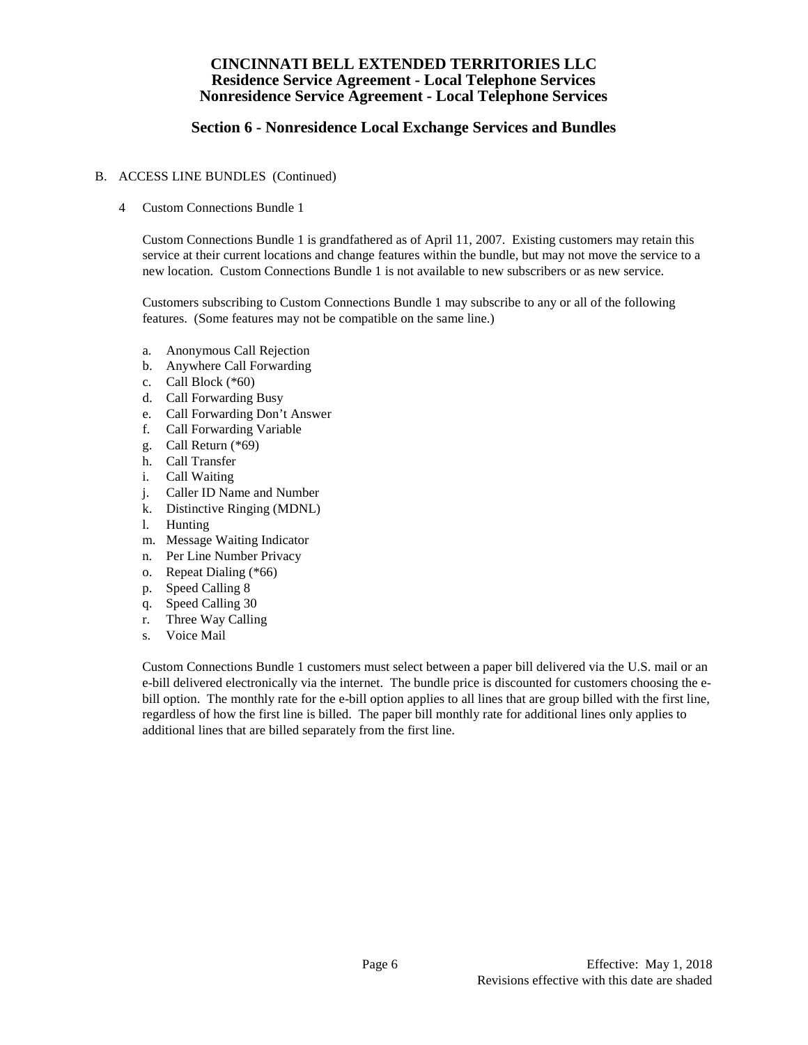# CINCINNATI BELL EXTENDED TERRITORIES LLC
## Residence Service Agreement - Local Telephone Services
## Nonresidence Service Agreement - Local Telephone Services

## Section 6 - Nonresidence Local Exchange Services and Bundles

B. ACCESS LINE BUNDLES (Continued)

4 Custom Connections Bundle 1

Custom Connections Bundle 1 is grandfathered as of April 11, 2007. Existing customers may retain this service at their current locations and change features within the bundle, but may not move the service to a new location. Custom Connections Bundle 1 is not available to new subscribers or as new service.

Customers subscribing to Custom Connections Bundle 1 may subscribe to any or all of the following features. (Some features may not be compatible on the same line.)

a. Anonymous Call Rejection
b. Anywhere Call Forwarding
c. Call Block (*60)
d. Call Forwarding Busy
e. Call Forwarding Don't Answer
f. Call Forwarding Variable
g. Call Return (*69)
h. Call Transfer
i. Call Waiting
j. Caller ID Name and Number
k. Distinctive Ringing (MDNL)
l. Hunting
m. Message Waiting Indicator
n. Per Line Number Privacy
o. Repeat Dialing (*66)
p. Speed Calling 8
q. Speed Calling 30
r. Three Way Calling
s. Voice Mail

Custom Connections Bundle 1 customers must select between a paper bill delivered via the U.S. mail or an e-bill delivered electronically via the internet. The bundle price is discounted for customers choosing the e-bill option. The monthly rate for the e-bill option applies to all lines that are group billed with the first line, regardless of how the first line is billed. The paper bill monthly rate for additional lines only applies to additional lines that are billed separately from the first line.

Effective: May 1, 2018
Revisions effective with this date are shaded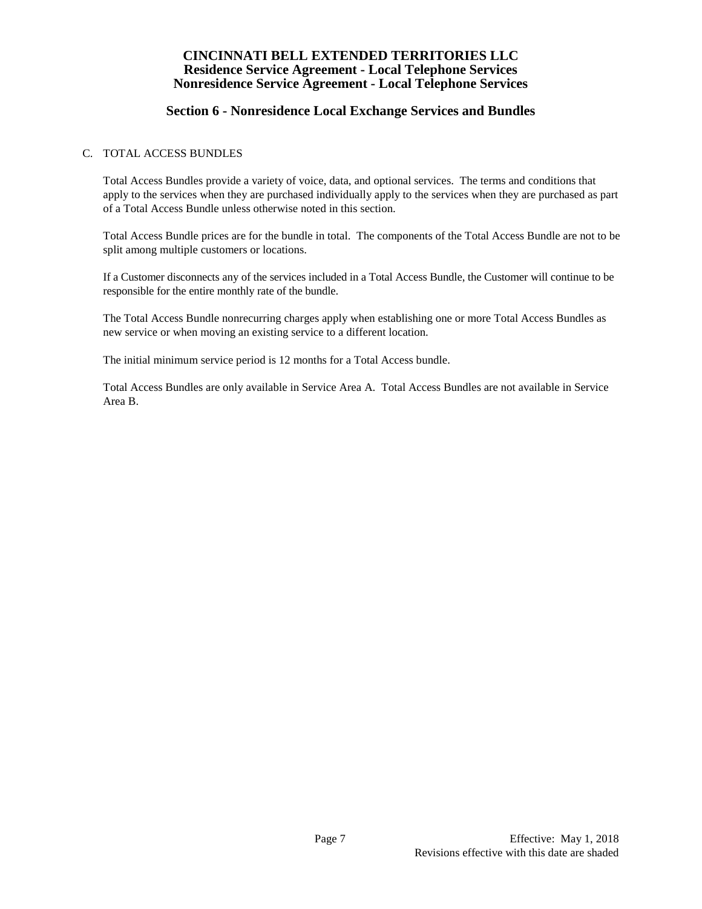# CINCINNATI BELL EXTENDED TERRITORIES LLC
## Residence Service Agreement - Local Telephone Services
## Nonresidence Service Agreement - Local Telephone Services

## Section 6 - Nonresidence Local Exchange Services and Bundles

C. TOTAL ACCESS BUNDLES

Total Access Bundles provide a variety of voice, data, and optional services. The terms and conditions that apply to the services when they are purchased individually apply to the services when they are purchased as part of a Total Access Bundle unless otherwise noted in this section.

Total Access Bundle prices are for the bundle in total. The components of the Total Access Bundle are not to be split among multiple customers or locations.

If a Customer disconnects any of the services included in a Total Access Bundle, the Customer will continue to be responsible for the entire monthly rate of the bundle.

The Total Access Bundle nonrecurring charges apply when establishing one or more Total Access Bundles as new service or when moving an existing service to a different location.

The initial minimum service period is 12 months for a Total Access bundle.

Total Access Bundles are only available in Service Area A. Total Access Bundles are not available in Service Area B.

Effective: May 1, 2018
Revisions effective with this date are shaded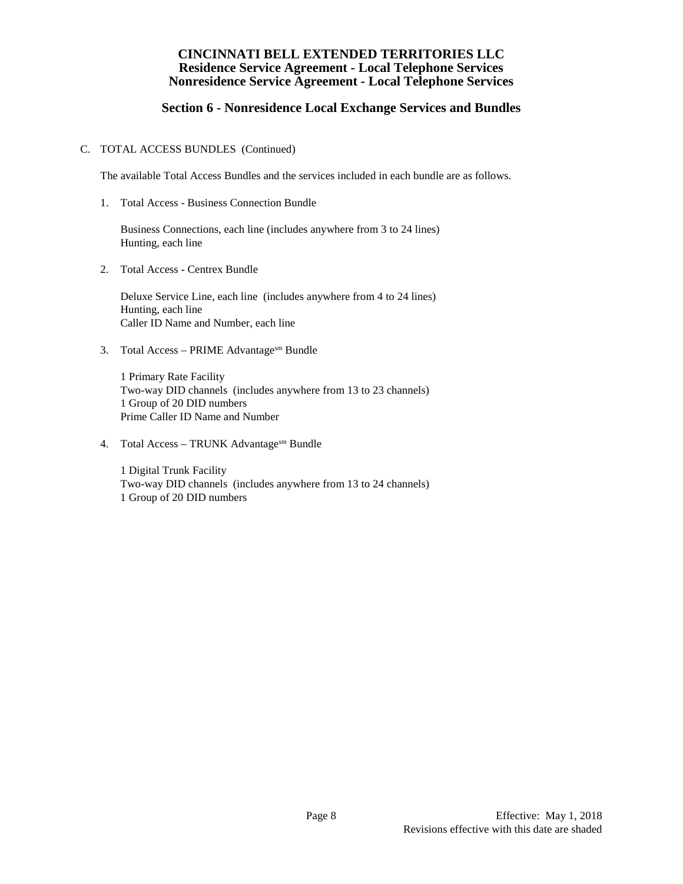C. TOTAL ACCESS BUNDLES (Continued)

The available Total Access Bundles and the services included in each bundle are as follows.

1. Total Access - Business Connection Bundle

   Business Connections, each line (includes anywhere from 3 to 24 lines)
   Hunting, each line

2. Total Access - Centrex Bundle

   Deluxe Service Line, each line (includes anywhere from 4 to 24 lines)
   Hunting, each line
   Caller ID Name and Number, each line

3. Total Access – PRIME Advantage[sm] Bundle

   1 Primary Rate Facility
   Two-way DID channels (includes anywhere from 13 to 23 channels)
   1 Group of 20 DID numbers
   Prime Caller ID Name and Number

4. Total Access – TRUNK Advantage[sm] Bundle

   1 Digital Trunk Facility
   Two-way DID channels (includes anywhere from 13 to 24 channels)
   1 Group of 20 DID numbers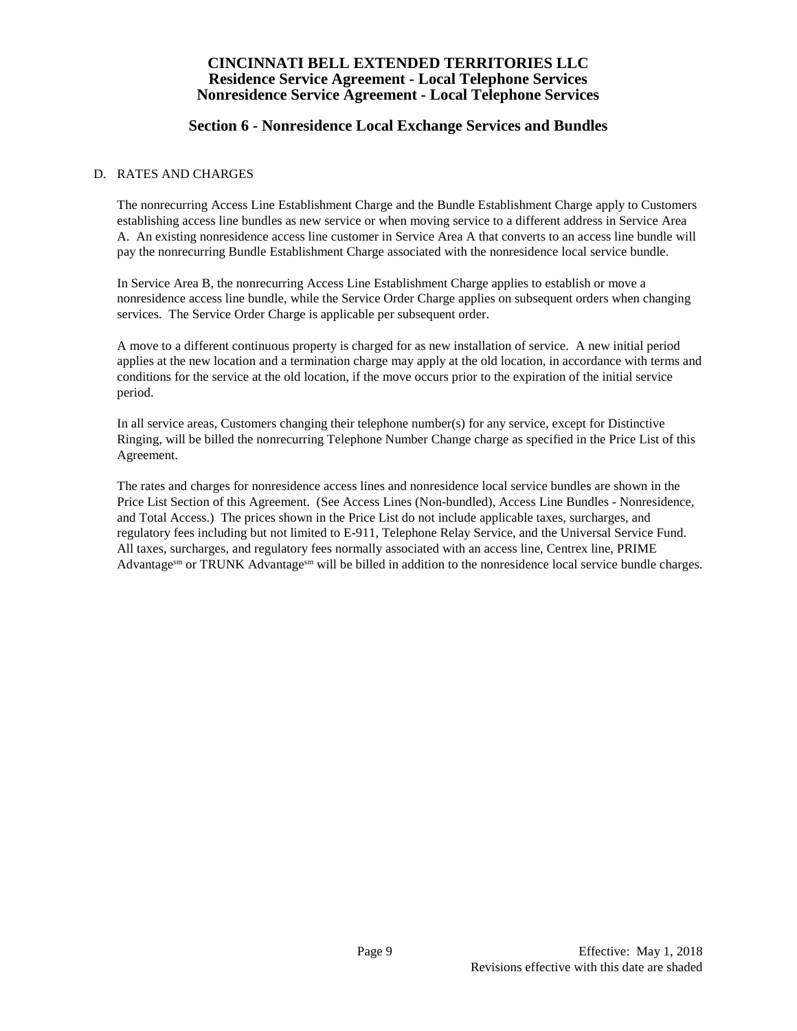# CINCINNATI BELL EXTENDED TERRITORIES LLC
## Residence Service Agreement - Local Telephone Services
## Nonresidence Service Agreement - Local Telephone Services

## Section 6 - Nonresidence Local Exchange Services and Bundles

D. RATES AND CHARGES

The nonrecurring Access Line Establishment Charge and the Bundle Establishment Charge apply to Customers establishing access line bundles as new service or when moving service to a different address in Service Area A. An existing nonresidence access line customer in Service Area A that converts to an access line bundle will pay the nonrecurring Bundle Establishment Charge associated with the nonresidence local service bundle.

In Service Area B, the nonrecurring Access Line Establishment Charge applies to establish or move a nonresidence access line bundle, while the Service Order Charge applies on subsequent orders when changing services. The Service Order Charge is applicable per subsequent order.

A move to a different continuous property is charged for as new installation of service. A new initial period applies at the new location and a termination charge may apply at the old location, in accordance with terms and conditions for the service at the old location, if the move occurs prior to the expiration of the initial service period.

In all service areas, Customers changing their telephone number(s) for any service, except for Distinctive Ringing, will be billed the nonrecurring Telephone Number Change charge as specified in the Price List of this Agreement.

The rates and charges for nonresidence access lines and nonresidence local service bundles are shown in the Price List Section of this Agreement. (See Access Lines (Non-bundled), Access Line Bundles - Nonresidence, and Total Access.) The prices shown in the Price List do not include applicable taxes, surcharges, and regulatory fees including but not limited to E-911, Telephone Relay Service, and the Universal Service Fund. All taxes, surcharges, and regulatory fees normally associated with an access line, Centrex line, PRIME Advantage[sm] or TRUNK Advantage[sm] will be billed in addition to the nonresidence local service bundle charges.

Effective: May 1, 2018
Revisions effective with this date are shaded